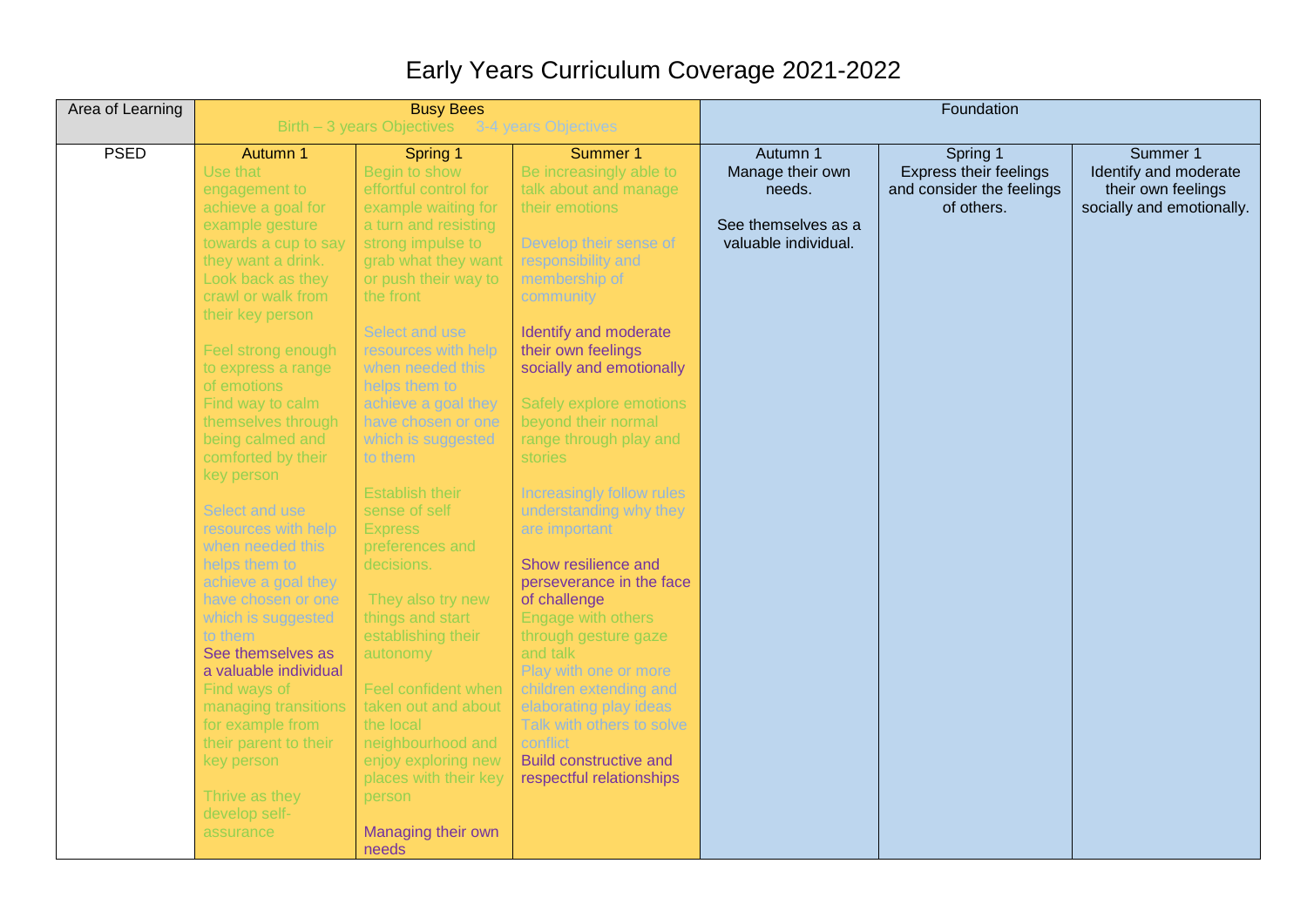# Early Years Curriculum Coverage 2021-2022

| Area of Learning | Busy Bees<br>Birth – 3 years Objectives 3-4 years Objectives | | | Foundation | | |
|---|---|---|---|---|---|---|
| PSED | Autumn 1<br>Use that engagement to achieve a goal for example gesture towards a cup to say they want a drink. Look back as they crawl or walk from their key person<br><br>Feel strong enough to express a range of emotions<br>Find way to calm themselves through being calmed and comforted by their key person<br><br>Select and use resources with help when needed this helps them to achieve a goal they have chosen or one which is suggested to them<br>See themselves as a valuable individual<br>Find ways of managing transitions for example from their parent to their key person<br><br>Thrive as they develop self-assurance | Spring 1<br>Begin to show effortful control for example waiting for a turn and resisting strong impulse to grab what they want or push their way to the front<br><br>Select and use resources with help when needed this helps them to achieve a goal they have chosen or one which is suggested to them<br><br>Establish their sense of self<br>Express preferences and decisions.<br><br>They also try new things and start establishing their autonomy<br><br>Feel confident when taken out and about the local neighbourhood and enjoy exploring new places with their key person<br><br>Managing their own needs | Summer 1<br>Be increasingly able to talk about and manage their emotions<br><br>Develop their sense of responsibility and membership of community<br><br>Identify and moderate their own feelings socially and emotionally<br><br>Safely explore emotions beyond their normal range through play and stories<br><br>Increasingly follow rules understanding why they are important<br><br>Show resilience and perseverance in the face of challenge<br>Engage with others through gesture gaze and talk<br>Play with one or more children extending and elaborating play ideas<br>Talk with others to solve conflict<br>Build constructive and respectful relationships | Autumn 1<br>Manage their own needs.<br><br>See themselves as a valuable individual. | Spring 1<br>Express their feelings and consider the feelings of others. | Summer 1<br>Identify and moderate their own feelings socially and emotionally. |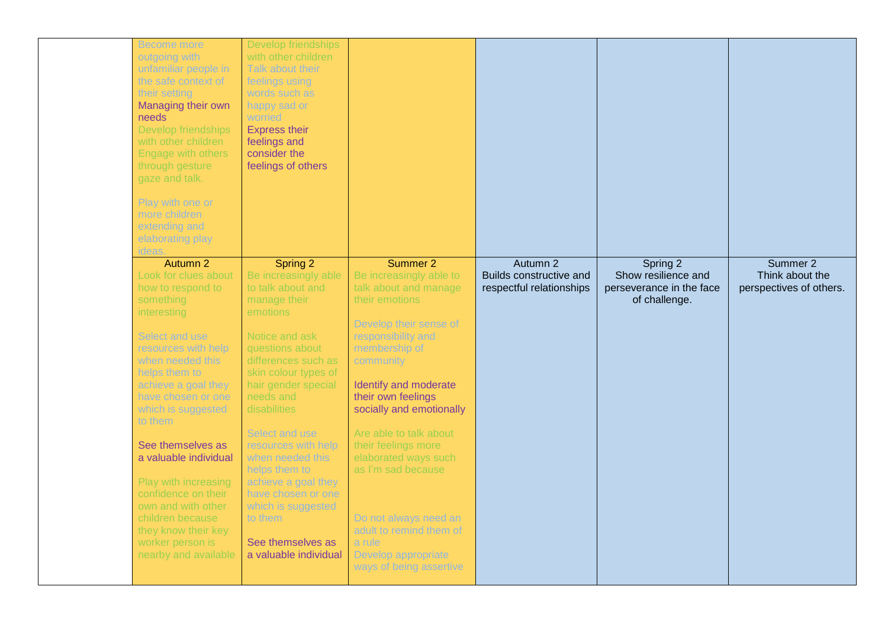|  |  |  |  |  |  |  |
| --- | --- | --- | --- | --- | --- | --- |
|  | Become more outgoing with unfamiliar people in the safe context of their setting<br>Managing their own needs<br>Develop friendships with other children<br>Engage with others through gesture gaze and talk.<br><br>Play with one or more children extending and elaborating play ideas. | Develop friendships with other children<br>Talk about their feelings using words such as happy sad or worried<br>Express their feelings and consider the feelings of others |  |  |  |  |
|  | Autumn 2<br>Look for clues about how to respond to something interesting<br><br>Select and use resources with help when needed this helps them to achieve a goal they have chosen or one which is suggested to them<br><br>See themselves as a valuable individual<br><br>Play with increasing confidence on their own and with other children because they know their key worker person is nearby and available | Spring 2<br>Be increasingly able to talk about and manage their emotions<br><br>Notice and ask questions about differences such as skin colour types of hair gender special needs and disabilities<br><br>Select and use resources with help when needed this helps them to achieve a goal they have chosen or one which is suggested to them<br><br>See themselves as a valuable individual | Summer 2<br>Be increasingly able to talk about and manage their emotions<br><br>Develop their sense of responsibility and membership of community<br><br>Identify and moderate their own feelings socially and emotionally<br><br>Are able to talk about their feelings more elaborated ways such as I'm sad because<br><br>Do not always need an adult to remind them of a rule<br>Develop appropriate ways of being assertive | Autumn 2<br>Builds constructive and respectful relationships | Spring 2<br>Show resilience and perseverance in the face of challenge. | Summer 2<br>Think about the perspectives of others. |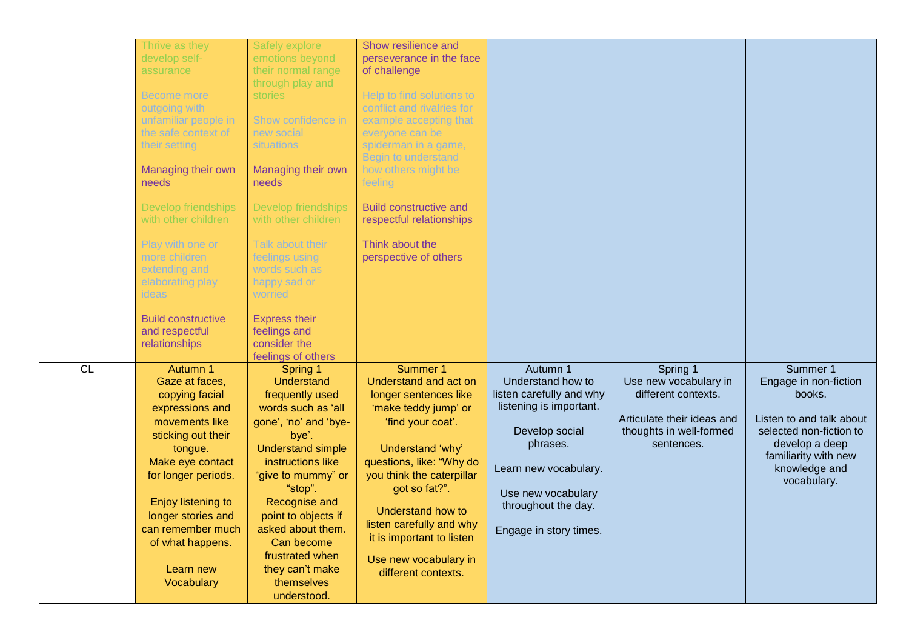| | | | | | | |
|---|---|---|---|---|---|---|
| | Thrive as they develop self-assurance<br><br>Become more outgoing with unfamiliar people in the safe context of their setting<br><br>Managing their own needs<br><br>Develop friendships with other children<br><br>Play with one or more children extending and elaborating play ideas<br><br>Build constructive and respectful relationships | Safely explore emotions beyond their normal range through play and stories<br><br>Show confidence in new social situations<br><br>Managing their own needs<br><br>Develop friendships with other children<br><br>Talk about their feelings using words such as happy sad or worried<br><br>Express their feelings and consider the feelings of others | Show resilience and perseverance in the face of challenge<br><br>Help to find solutions to conflict and rivalries for example accepting that everyone can be spiderman in a game, Begin to understand how others might be feeling<br><br>Build constructive and respectful relationships<br><br>Think about the perspective of others | | | |
| CL | Autumn 1<br>Gaze at faces, copying facial expressions and movements like sticking out their tongue.<br>Make eye contact for longer periods.<br><br>Enjoy listening to longer stories and can remember much of what happens.<br><br>Learn new Vocabulary | Spring 1<br>Understand frequently used words such as 'all gone', 'no' and 'bye-bye'.<br>Understand simple instructions like "give to mummy" or "stop".<br>Recognise and point to objects if asked about them.<br>Can become frustrated when they can't make themselves understood. | Summer 1<br>Understand and act on longer sentences like 'make teddy jump' or 'find your coat'.<br><br>Understand 'why' questions, like: "Why do you think the caterpillar got so fat?".<br><br>Understand how to listen carefully and why it is important to listen<br><br>Use new vocabulary in different contexts. | Autumn 1<br>Understand how to listen carefully and why listening is important.<br><br>Develop social phrases.<br><br>Learn new vocabulary.<br><br>Use new vocabulary throughout the day.<br><br>Engage in story times. | Spring 1<br>Use new vocabulary in different contexts.<br><br>Articulate their ideas and thoughts in well-formed sentences. | Summer 1<br>Engage in non-fiction books.<br><br>Listen to and talk about selected non-fiction to develop a deep familiarity with new knowledge and vocabulary. |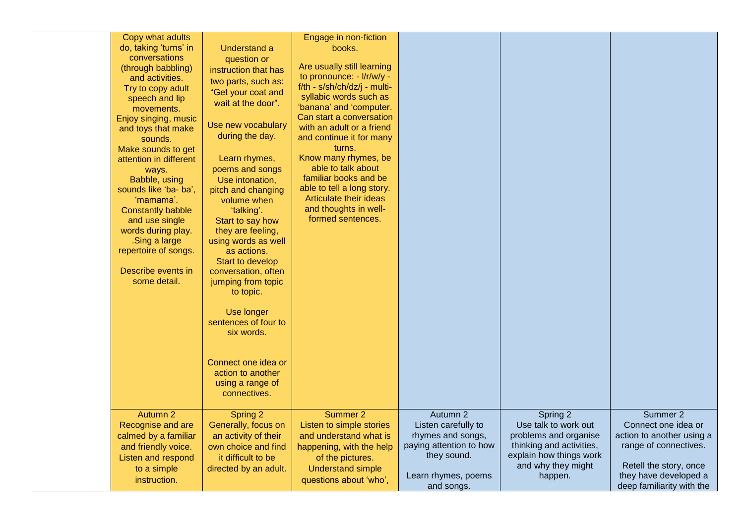| | | | | | | |
|---|---|---|---|---|---|---|
| | Copy what adults do, taking 'turns' in conversations (through babbling) and activities. Try to copy adult speech and lip movements. Enjoy singing, music and toys that make sounds. Make sounds to get attention in different ways. Babble, using sounds like 'ba- ba', 'mamama'. Constantly babble and use single words during play. .Sing a large repertoire of songs. <br><br> Describe events in some detail. | Understand a question or instruction that has two parts, such as: "Get your coat and wait at the door". <br><br> Use new vocabulary during the day. <br><br> Learn rhymes, poems and songs Use intonation, pitch and changing volume when 'talking'. Start to say how they are feeling, using words as well as actions. Start to develop conversation, often jumping from topic to topic. <br><br> Use longer sentences of four to six words. <br><br> Connect one idea or action to another using a range of connectives. | Engage in non-fiction books. <br><br> Are usually still learning to pronounce: - l/r/w/y - f/th - s/sh/ch/dz/j - multi-syllabic words such as 'banana' and 'computer. Can start a conversation with an adult or a friend and continue it for many turns. Know many rhymes, be able to talk about familiar books and be able to tell a long story. Articulate their ideas and thoughts in well-formed sentences. | | | |
| | Autumn 2 <br> Recognise and are calmed by a familiar and friendly voice. Listen and respond to a simple instruction. | Spring 2 <br> Generally, focus on an activity of their own choice and find it difficult to be directed by an adult. | Summer 2 <br> Listen to simple stories and understand what is happening, with the help of the pictures. Understand simple questions about 'who', | Autumn 2 <br> Listen carefully to rhymes and songs, paying attention to how they sound. <br><br> Learn rhymes, poems and songs. | Spring 2 <br> Use talk to work out problems and organise thinking and activities, explain how things work and why they might happen. | Summer 2 <br> Connect one idea or action to another using a range of connectives. <br><br> Retell the story, once they have developed a deep familiarity with the |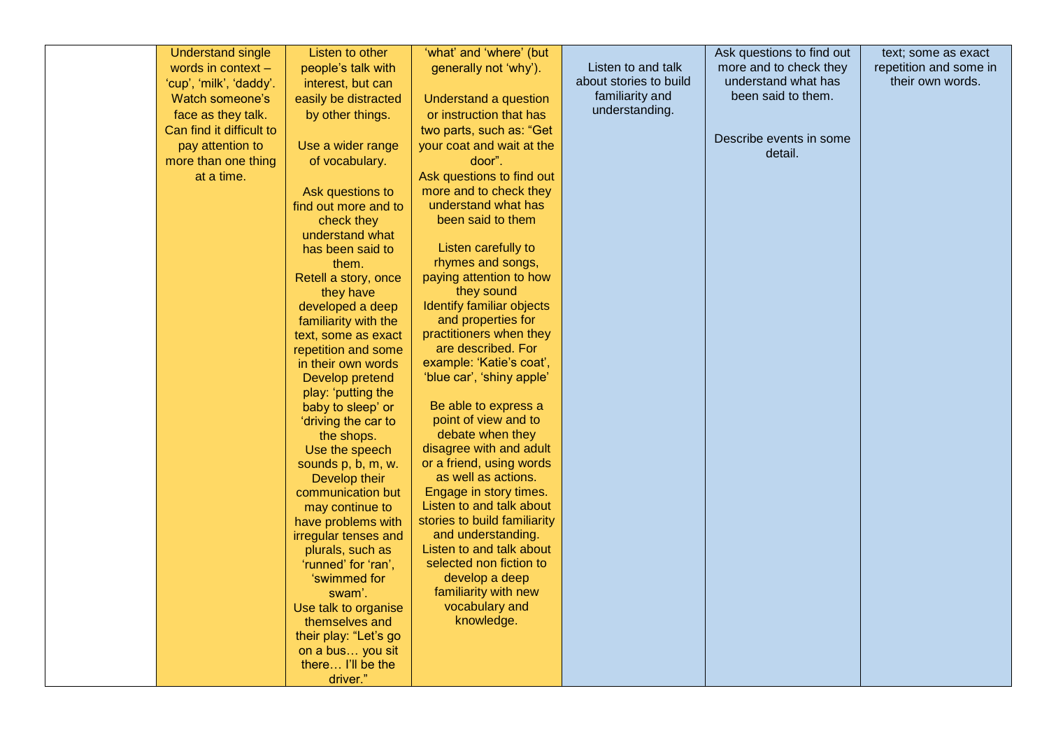| | | | | | | |
|---|---|---|---|---|---|---|
| | Understand single words in context – 'cup', 'milk', 'daddy'. Watch someone's face as they talk. Can find it difficult to pay attention to more than one thing at a time. | Listen to other people's talk with interest, but can easily be distracted by other things.<br><br>Use a wider range of vocabulary.<br><br>Ask questions to find out more and to check they understand what has been said to them.<br>Retell a story, once they have developed a deep familiarity with the text, some as exact repetition and some in their own words<br>Develop pretend play: 'putting the baby to sleep' or 'driving the car to the shops.<br>Use the speech sounds p, b, m, w.<br>Develop their communication but may continue to have problems with irregular tenses and plurals, such as 'runned' for 'ran', 'swimmed for swam'.<br>Use talk to organise themselves and their play: "Let's go on a bus… you sit there… I'll be the driver." | 'what' and 'where' (but generally not 'why').<br><br>Understand a question or instruction that has two parts, such as: "Get your coat and wait at the door".<br>Ask questions to find out more and to check they understand what has been said to them<br><br>Listen carefully to rhymes and songs, paying attention to how they sound<br>Identify familiar objects and properties for practitioners when they are described. For example: 'Katie's coat', 'blue car', 'shiny apple'<br><br>Be able to express a point of view and to debate when they disagree with and adult or a friend, using words as well as actions.<br>Engage in story times.<br>Listen to and talk about stories to build familiarity and understanding.<br>Listen to and talk about selected non fiction to develop a deep familiarity with new vocabulary and knowledge. | Listen to and talk about stories to build familiarity and understanding. | Ask questions to find out more and to check they understand what has been said to them.<br><br>Describe events in some detail. | text; some as exact repetition and some in their own words. |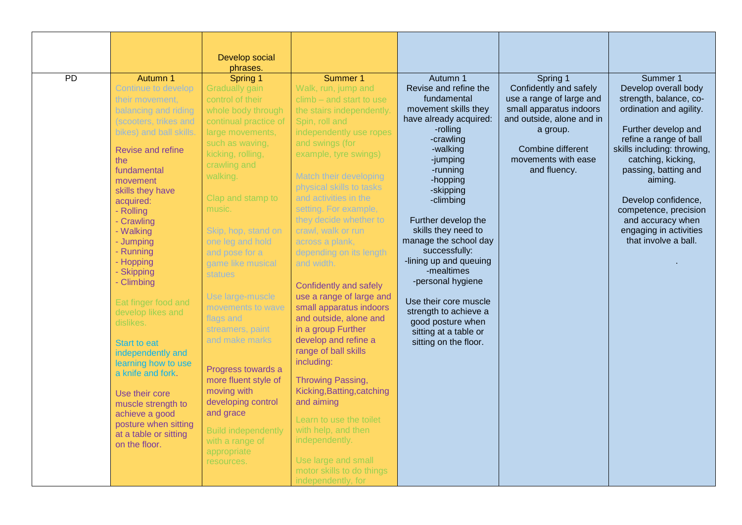| | | Develop social phrases. | | | | |
|---|---|---|---|---|---|---|
| PD | Autumn 1<br><br>Continue to develop their movement, balancing and riding (scooters, trikes and bikes) and ball skills.<br><br>Revise and refine the fundamental movement skills they have acquired:<br>- Rolling<br>- Crawling<br>- Walking<br>- Jumping<br>- Running<br>- Hopping<br>- Skipping<br>- Climbing<br><br>Eat finger food and develop likes and dislikes.<br><br>Start to eat independently and learning how to use a knife and fork.<br><br>Use their core muscle strength to achieve a good posture when sitting at a table or sitting on the floor. | Spring 1<br><br>Gradually gain control of their whole body through continual practice of large movements, such as waving, kicking, rolling, crawling and walking.<br><br>Clap and stamp to music.<br><br>Skip, hop, stand on one leg and hold and pose for a game like musical statues<br><br>Use large-muscle movements to wave flags and streamers, paint and make marks<br><br>Progress towards a more fluent style of moving with developing control and grace<br><br>Build independently with a range of appropriate resources. | Summer 1<br><br>Walk, run, jump and climb – and start to use the stairs independently. Spin, roll and independently use ropes and swings (for example, tyre swings)<br><br>Match their developing physical skills to tasks and activities in the setting. For example, they decide whether to crawl, walk or run across a plank, depending on its length and width.<br><br>Confidently and safely use a range of large and small apparatus indoors and outside, alone and in a group Further develop and refine a range of ball skills including:<br><br>Throwing Passing, Kicking,Batting,catching and aiming<br><br>Learn to use the toilet with help, and then independently.<br><br>Use large and small motor skills to do things independently, for | Autumn 1<br>Revise and refine the fundamental movement skills they have already acquired:<br>-rolling<br>-crawling<br>-walking<br>-jumping<br>-running<br>-hopping<br>-skipping<br>-climbing<br><br>Further develop the skills they need to manage the school day successfully:<br>-lining up and queuing<br>-mealtimes<br>-personal hygiene<br><br>Use their core muscle strength to achieve a good posture when sitting at a table or sitting on the floor. | Spring 1<br>Confidently and safely use a range of large and small apparatus indoors and outside, alone and in a group.<br><br>Combine different movements with ease and fluency. | Summer 1<br>Develop overall body strength, balance, co-ordination and agility.<br><br>Further develop and refine a range of ball skills including: throwing, catching, kicking, passing, batting and aiming.<br><br>Develop confidence, competence, precision and accuracy when engaging in activities that involve a ball.<br><br>. |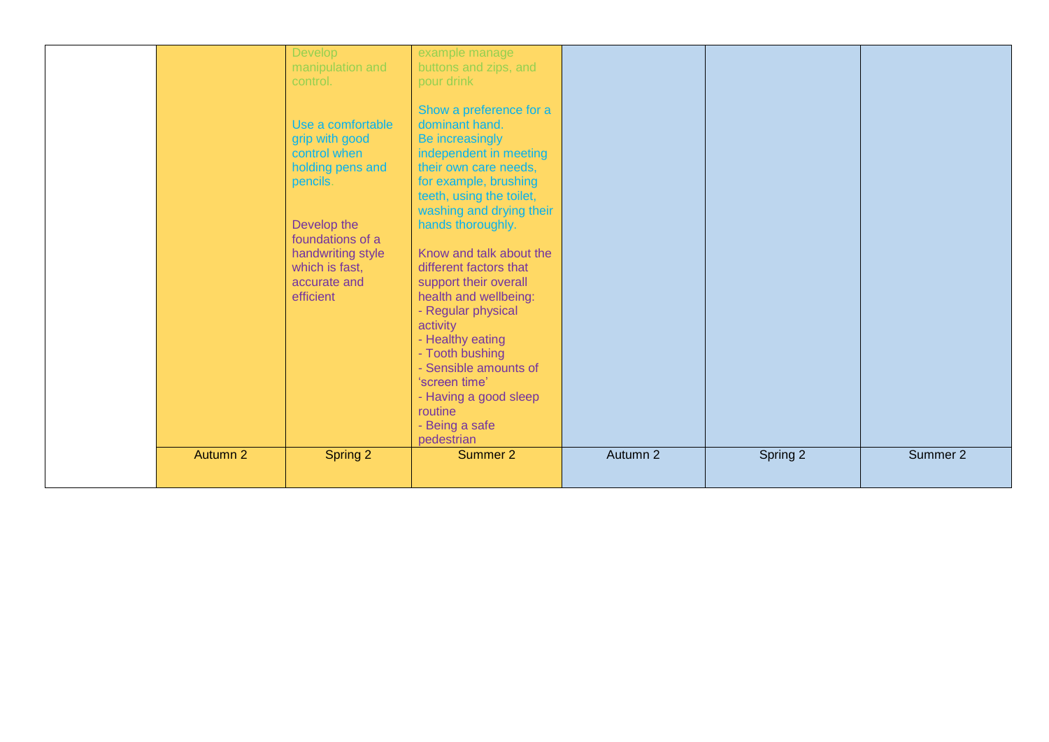|  |  | Develop manipulation and control.<br><br>Use a comfortable grip with good control when holding pens and pencils.<br><br>Develop the foundations of a handwriting style which is fast, accurate and efficient | example manage buttons and zips, and pour drink<br><br>Show a preference for a dominant hand.<br>Be increasingly independent in meeting their own care needs, for example, brushing teeth, using the toilet, washing and drying their hands thoroughly.<br><br>Know and talk about the different factors that support their overall health and wellbeing:<br>- Regular physical activity<br>- Healthy eating<br>- Tooth bushing<br>- Sensible amounts of 'screen time'<br>- Having a good sleep routine<br>- Being a safe pedestrian |  |  |  |
|---|---|---|---|---|---|---|
|  | Autumn 2 | Spring 2 | Summer 2 | Autumn 2 | Spring 2 | Summer 2 |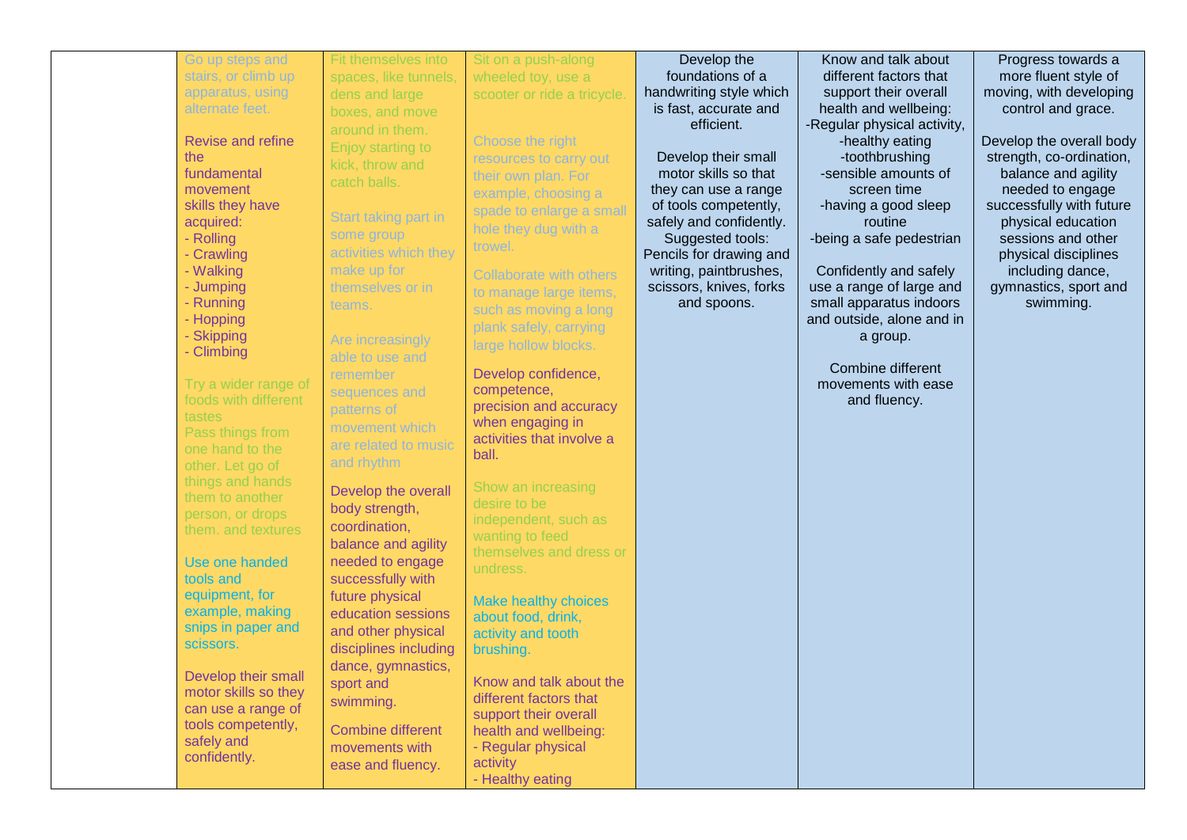| | | | | | | |
|---|---|---|---|---|---|---|
| | Go up steps and stairs, or climb up apparatus, using alternate feet.<br><br>Revise and refine the fundamental movement skills they have acquired:<br>- Rolling<br>- Crawling<br>- Walking<br>- Jumping<br>- Running<br>- Hopping<br>- Skipping<br>- Climbing<br><br>Try a wider range of foods with different tastes<br>Pass things from one hand to the other. Let go of things and hands them to another person, or drops them. and textures<br><br>Use one handed tools and equipment, for example, making snips in paper and scissors.<br><br>Develop their small motor skills so they can use a range of tools competently, safely and confidently. | Fit themselves into spaces, like tunnels, dens and large boxes, and move around in them.<br>Enjoy starting to kick, throw and catch balls.<br><br>Start taking part in some group activities which they make up for themselves or in teams.<br><br>Are increasingly able to use and remember sequences and patterns of movement which are related to music and rhythm<br><br>Develop the overall body strength, coordination, balance and agility needed to engage successfully with future physical education sessions and other physical disciplines including dance, gymnastics, sport and swimming.<br><br>Combine different movements with ease and fluency. | Sit on a push-along wheeled toy, use a scooter or ride a tricycle.<br><br>Choose the right resources to carry out their own plan. For example, choosing a spade to enlarge a small hole they dug with a trowel.<br><br>Collaborate with others to manage large items, such as moving a long plank safely, carrying large hollow blocks.<br><br>Develop confidence, competence, precision and accuracy when engaging in activities that involve a ball.<br><br>Show an increasing desire to be independent, such as wanting to feed themselves and dress or undress.<br><br>Make healthy choices about food, drink, activity and tooth brushing.<br><br>Know and talk about the different factors that support their overall health and wellbeing:<br>- Regular physical activity<br>- Healthy eating | Develop the foundations of a handwriting style which is fast, accurate and efficient.<br><br>Develop their small motor skills so that they can use a range of tools competently, safely and confidently. Suggested tools: Pencils for drawing and writing, paintbrushes, scissors, knives, forks and spoons. | Know and talk about different factors that support their overall health and wellbeing:<br>-Regular physical activity,<br>-healthy eating<br>-toothbrushing<br>-sensible amounts of screen time<br>-having a good sleep routine<br>-being a safe pedestrian<br><br>Confidently and safely use a range of large and small apparatus indoors and outside, alone and in a group.<br><br>Combine different movements with ease and fluency. | Progress towards a more fluent style of moving, with developing control and grace.<br><br>Develop the overall body strength, co-ordination, balance and agility needed to engage successfully with future physical education sessions and other physical disciplines including dance, gymnastics, sport and swimming. |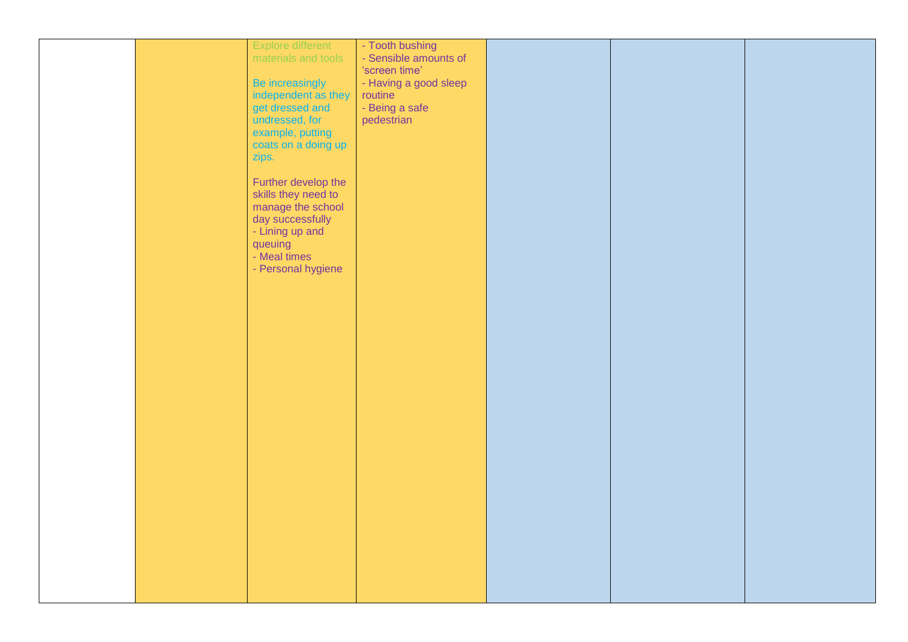|  |  | Explore different materials and tools<br><br>Be increasingly independent as they get dressed and undressed, for example, putting coats on a doing up zips.<br><br>Further develop the skills they need to manage the school day successfully<br>- Lining up and queuing<br>- Meal times<br>- Personal hygiene | - Tooth bushing<br>- Sensible amounts of 'screen time'<br>- Having a good sleep routine<br>- Being a safe pedestrian |  |  |  |
|---|---|---|---|---|---|---|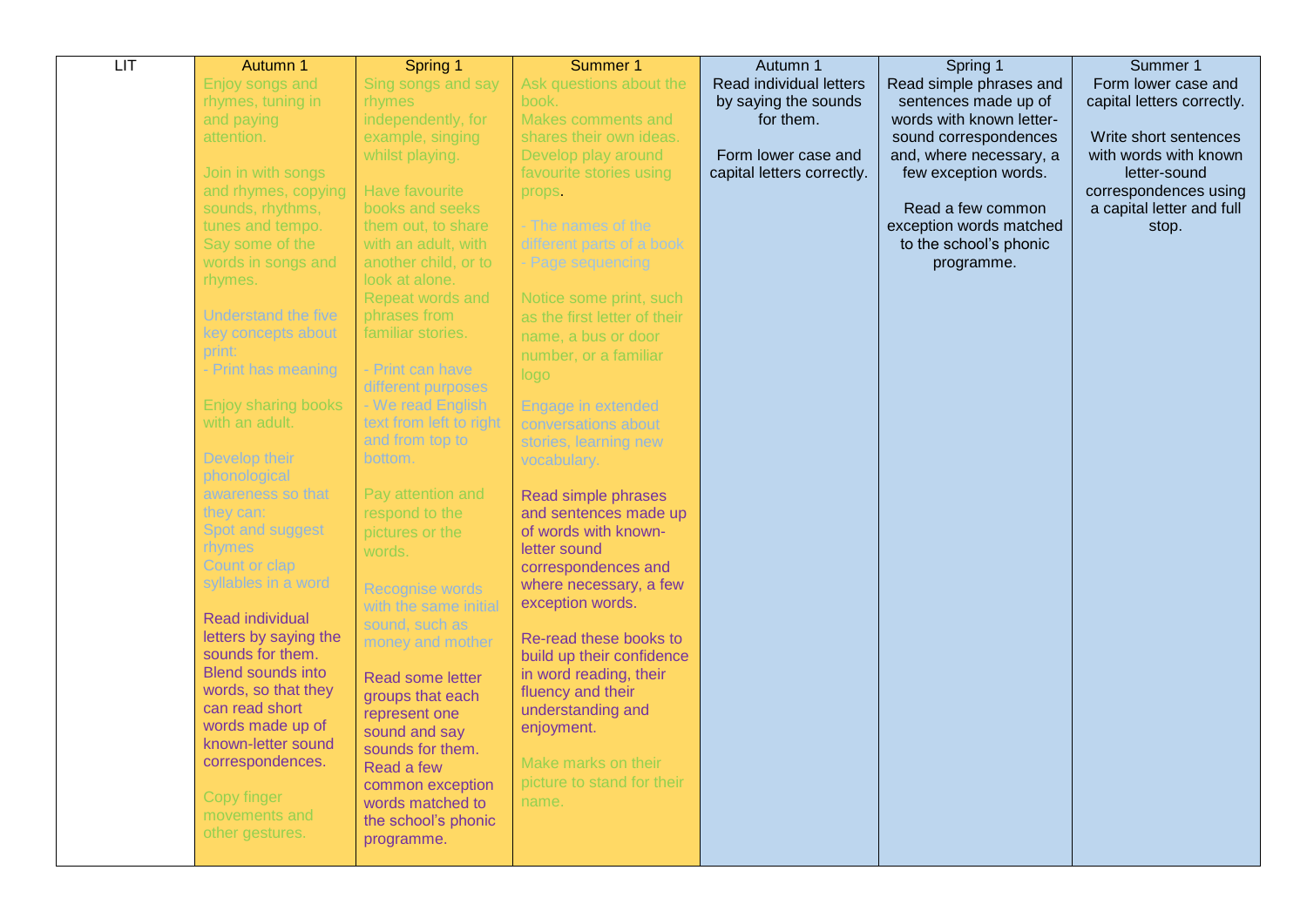| LIT | Autumn 1 | Spring 1 | Summer 1 | Autumn 1 | Spring 1 | Summer 1 |
|---|---|---|---|---|---|---|
| | Enjoy songs and rhymes, tuning in and paying attention.<br><br>Join in with songs and rhymes, copying sounds, rhythms, tunes and tempo.<br>Say some of the words in songs and rhymes.<br><br>Understand the five key concepts about print:<br>- Print has meaning<br><br>Enjoy sharing books with an adult.<br><br>Develop their phonological awareness so that they can:<br>Spot and suggest rhymes<br>Count or clap syllables in a word<br><br>Read individual letters by saying the sounds for them.<br>Blend sounds into words, so that they can read short words made up of known-letter sound correspondences.<br><br>Copy finger movements and other gestures. | Sing songs and say rhymes independently, for example, singing whilst playing.<br><br>Have favourite books and seeks them out, to share with an adult, with another child, or to look at alone.<br>Repeat words and phrases from familiar stories.<br><br>- Print can have different purposes<br>- We read English text from left to right and from top to bottom.<br><br>Pay attention and respond to the pictures or the words.<br><br>Recognise words with the same initial sound, such as money and mother<br><br>Read some letter groups that each represent one sound and say sounds for them.<br>Read a few common exception words matched to the school's phonic programme. | Ask questions about the book.<br>Makes comments and shares their own ideas.<br>Develop play around favourite stories using props.<br><br>- The names of the different parts of a book<br>- Page sequencing<br><br>Notice some print, such as the first letter of their name, a bus or door number, or a familiar logo<br><br>Engage in extended conversations about stories, learning new vocabulary.<br><br>Read simple phrases and sentences made up of words with known-letter sound correspondences and where necessary, a few exception words.<br><br>Re-read these books to build up their confidence in word reading, their fluency and their understanding and enjoyment.<br><br>Make marks on their picture to stand for their name. | Read individual letters by saying the sounds for them.<br><br>Form lower case and capital letters correctly. | Read simple phrases and sentences made up of words with known letter-sound correspondences and, where necessary, a few exception words.<br><br>Read a few common exception words matched to the school's phonic programme. | Form lower case and capital letters correctly.<br><br>Write short sentences with words with known letter-sound correspondences using a capital letter and full stop. |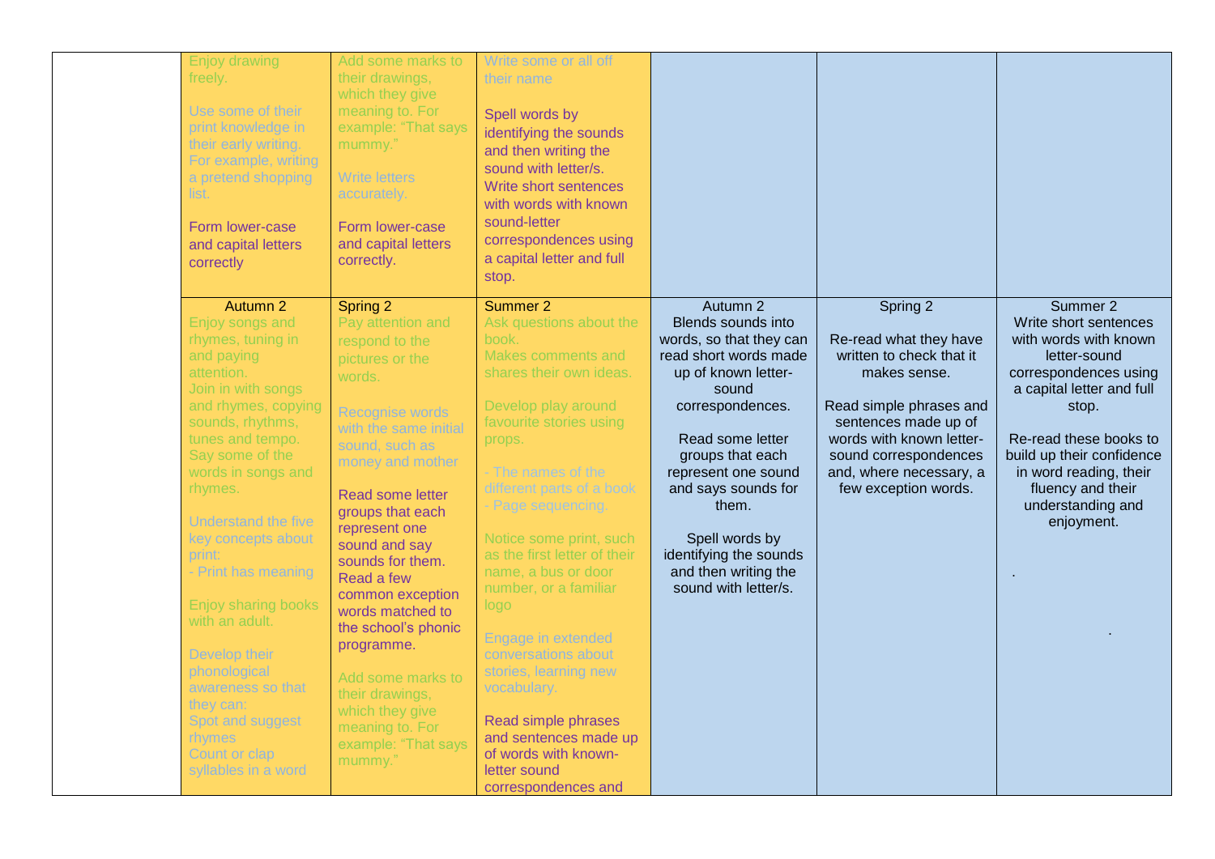| | | | | | | |
|---|---|---|---|---|---|---|
| | Enjoy drawing freely.<br><br>Use some of their print knowledge in their early writing. For example, writing a pretend shopping list.<br><br>Form lower-case and capital letters correctly | Add some marks to their drawings, which they give meaning to. For example: "That says mummy."<br><br>Write letters accurately.<br><br>Form lower-case and capital letters correctly. | Write some or all off their name<br><br>Spell words by identifying the sounds and then writing the sound with letter/s.<br>Write short sentences with words with known sound-letter correspondences using a capital letter and full stop. | | | |
| | Autumn 2<br>Enjoy songs and rhymes, tuning in and paying attention.<br>Join in with songs and rhymes, copying sounds, rhythms, tunes and tempo.<br>Say some of the words in songs and rhymes.<br><br>Understand the five key concepts about print:<br>- Print has meaning<br><br>Enjoy sharing books with an adult.<br><br>Develop their phonological awareness so that they can:<br>Spot and suggest rhymes<br>Count or clap syllables in a word | Spring 2<br>Pay attention and respond to the pictures or the words.<br><br>Recognise words with the same initial sound, such as money and mother<br><br>Read some letter groups that each represent one sound and say sounds for them.<br>Read a few common exception words matched to the school's phonic programme.<br><br>Add some marks to their drawings, which they give meaning to. For example: "That says mummy." | Summer 2<br>Ask questions about the book.<br>Makes comments and shares their own ideas.<br><br>Develop play around favourite stories using props.<br><br>- The names of the different parts of a book<br>- Page sequencing.<br><br>Notice some print, such as the first letter of their name, a bus or door number, or a familiar logo<br><br>Engage in extended conversations about stories, learning new vocabulary.<br><br>Read simple phrases and sentences made up of words with known-letter sound correspondences and | Autumn 2<br>Blends sounds into words, so that they can read short words made up of known letter-sound correspondences.<br><br>Read some letter groups that each represent one sound and says sounds for them.<br><br>Spell words by identifying the sounds and then writing the sound with letter/s. | Spring 2<br><br>Re-read what they have written to check that it makes sense.<br><br>Read simple phrases and sentences made up of words with known letter-sound correspondences and, where necessary, a few exception words. | Summer 2<br>Write short sentences with words with known letter-sound correspondences using a capital letter and full stop.<br><br>Re-read these books to build up their confidence in word reading, their fluency and their understanding and enjoyment.<br><br>.<br><br>. |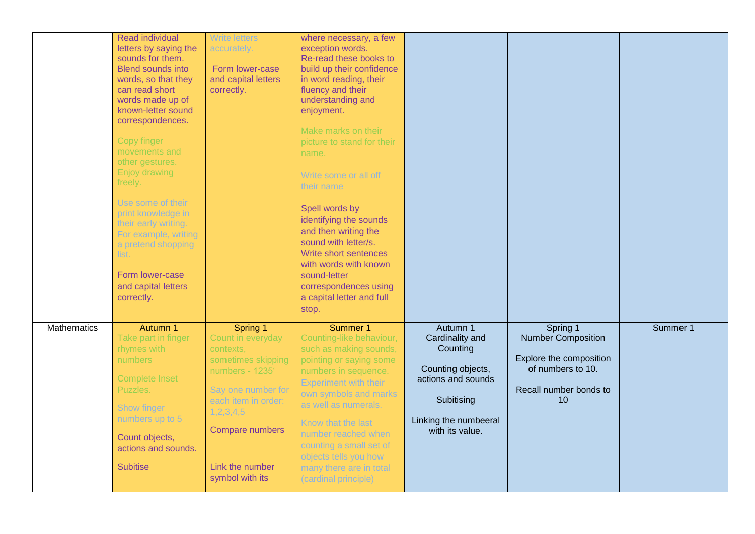| | | | | | | |
|---|---|---|---|---|---|---|
| | Read individual letters by saying the sounds for them. Blend sounds into words, so that they can read short words made up of known-letter sound correspondences.<br><br>Copy finger movements and other gestures. Enjoy drawing freely.<br><br>Use some of their print knowledge in their early writing. For example, writing a pretend shopping list.<br><br>Form lower-case and capital letters correctly. | Write letters accurately.<br><br>Form lower-case and capital letters correctly. | where necessary, a few exception words. Re-read these books to build up their confidence in word reading, their fluency and their understanding and enjoyment.<br><br>Make marks on their picture to stand for their name.<br><br>Write some or all off their name<br><br>Spell words by identifying the sounds and then writing the sound with letter/s. Write short sentences with words with known sound-letter correspondences using a capital letter and full stop. | | | |
| Mathematics | Autumn 1<br>Take part in finger rhymes with numbers<br><br>Complete Inset Puzzles.<br><br>Show finger numbers up to 5<br><br>Count objects, actions and sounds.<br><br>Subitise | Spring 1<br>Count in everyday contexts, sometimes skipping numbers - 1235'<br><br>Say one number for each item in order: 1,2,3,4,5<br><br>Compare numbers<br><br>Link the number symbol with its | Summer 1<br>Counting-like behaviour, such as making sounds, pointing or saying some numbers in sequence. Experiment with their own symbols and marks as well as numerals.<br><br>Know that the last number reached when counting a small set of objects tells you how many there are in total (cardinal principle) | Autumn 1<br>Cardinality and Counting<br><br>Counting objects, actions and sounds<br><br>Subitising<br><br>Linking the numbeeral with its value. | Spring 1<br>Number Composition<br><br>Explore the composition of numbers to 10.<br><br>Recall number bonds to 10 | Summer 1 |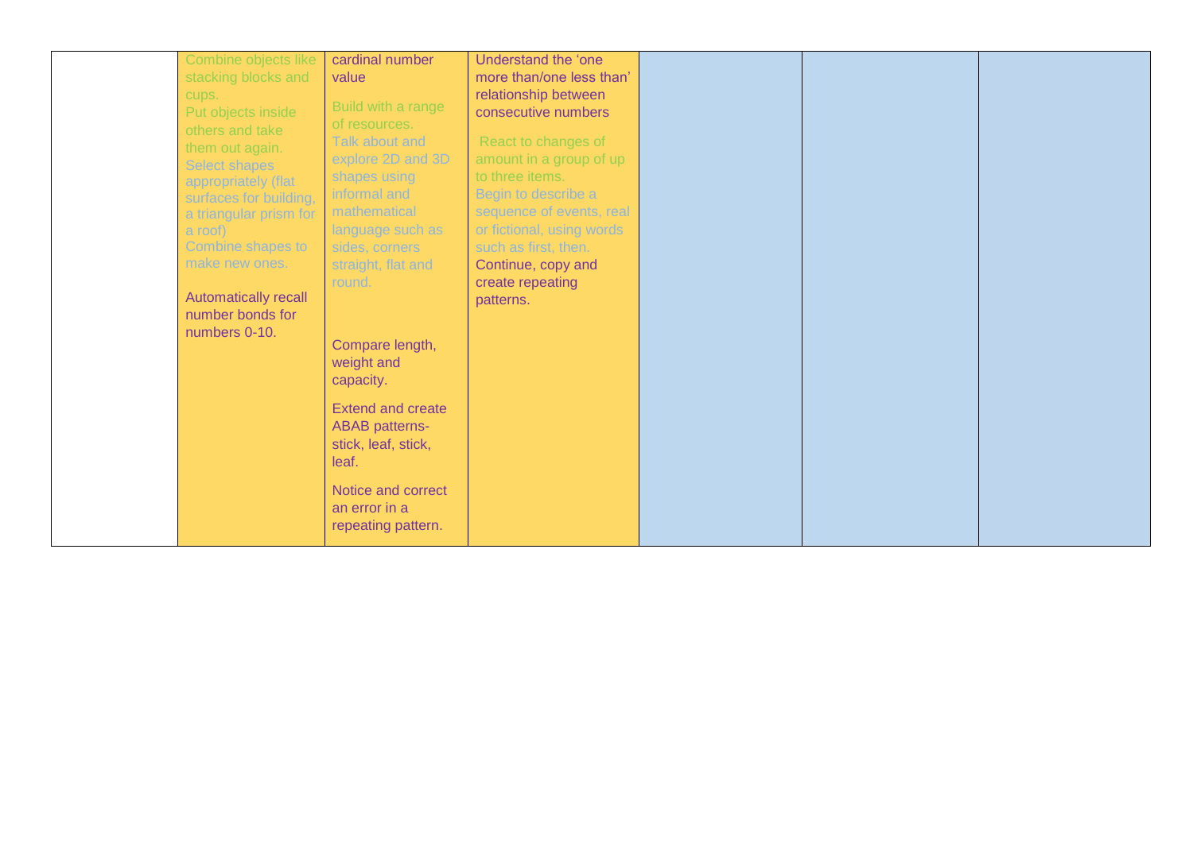|  |  |  |  |  |  |  |
|---|---|---|---|---|---|---|
|  | Combine objects like stacking blocks and cups.<br>Put objects inside others and take them out again.<br>Select shapes appropriately (flat surfaces for building, a triangular prism for a roof)<br>Combine shapes to make new ones.<br><br>Automatically recall number bonds for numbers 0-10. | cardinal number value<br><br>Build with a range of resources.<br>Talk about and explore 2D and 3D shapes using informal and mathematical language such as sides, corners straight, flat and round.<br><br>Compare length, weight and capacity.<br><br>Extend and create ABAB patterns- stick, leaf, stick, leaf.<br><br>Notice and correct an error in a repeating pattern. | Understand the 'one more than/one less than' relationship between consecutive numbers<br><br>React to changes of amount in a group of up to three items.<br>Begin to describe a sequence of events, real or fictional, using words such as first, then.<br>Continue, copy and create repeating patterns. |  |  |  |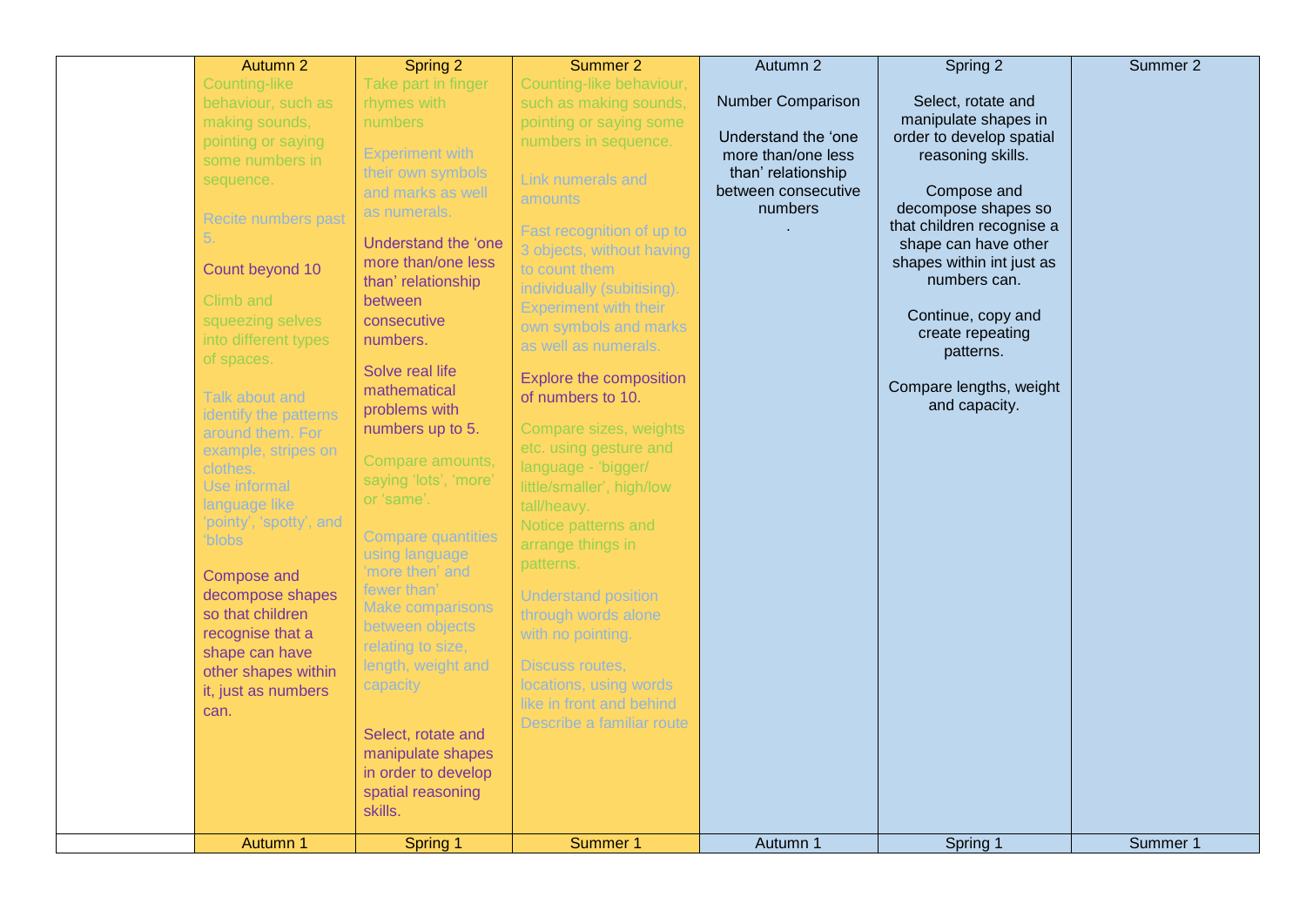| | Autumn 2 | Spring 2 | Summer 2 | Autumn 2 | Spring 2 | Summer 2 |
|---|---|---|---|---|---|---|
| | Counting-like behaviour, such as making sounds, pointing or saying some numbers in sequence.<br><br>Recite numbers past 5.<br><br>Count beyond 10<br><br>Climb and squeezing selves into different types of spaces.<br><br>Talk about and identify the patterns around them. For example, stripes on clothes.<br>Use informal language like 'pointy', 'spotty', and 'blobs<br><br>Compose and decompose shapes so that children recognise that a shape can have other shapes within it, just as numbers can. | Take part in finger rhymes with numbers<br><br>Experiment with their own symbols and marks as well as numerals.<br><br>Understand the 'one more than/one less than' relationship between consecutive numbers.<br><br>Solve real life mathematical problems with numbers up to 5.<br><br>Compare amounts, saying 'lots', 'more' or 'same'.<br><br>Compare quantities using language 'more then' and fewer than'<br>Make comparisons between objects relating to size, length, weight and capacity<br><br>Select, rotate and manipulate shapes in order to develop spatial reasoning skills. | Counting-like behaviour, such as making sounds, pointing or saying some numbers in sequence.<br><br>Link numerals and amounts<br><br>Fast recognition of up to 3 objects, without having to count them individually (subitising).<br>Experiment with their own symbols and marks as well as numerals.<br><br>Explore the composition of numbers to 10.<br><br>Compare sizes, weights etc. using gesture and language - 'bigger/ little/smaller', high/low tall/heavy.<br>Notice patterns and arrange things in patterns.<br><br>Understand position through words alone with no pointing.<br><br>Discuss routes, locations, using words like in front and behind<br>Describe a familiar route | Number Comparison<br><br>Understand the 'one more than/one less than' relationship between consecutive numbers<br>. | Select, rotate and manipulate shapes in order to develop spatial reasoning skills.<br><br>Compose and decompose shapes so that children recognise a shape can have other shapes within int just as numbers can.<br><br>Continue, copy and create repeating patterns.<br><br>Compare lengths, weight and capacity. | |
| | Autumn 1 | Spring 1 | Summer 1 | Autumn 1 | Spring 1 | Summer 1 |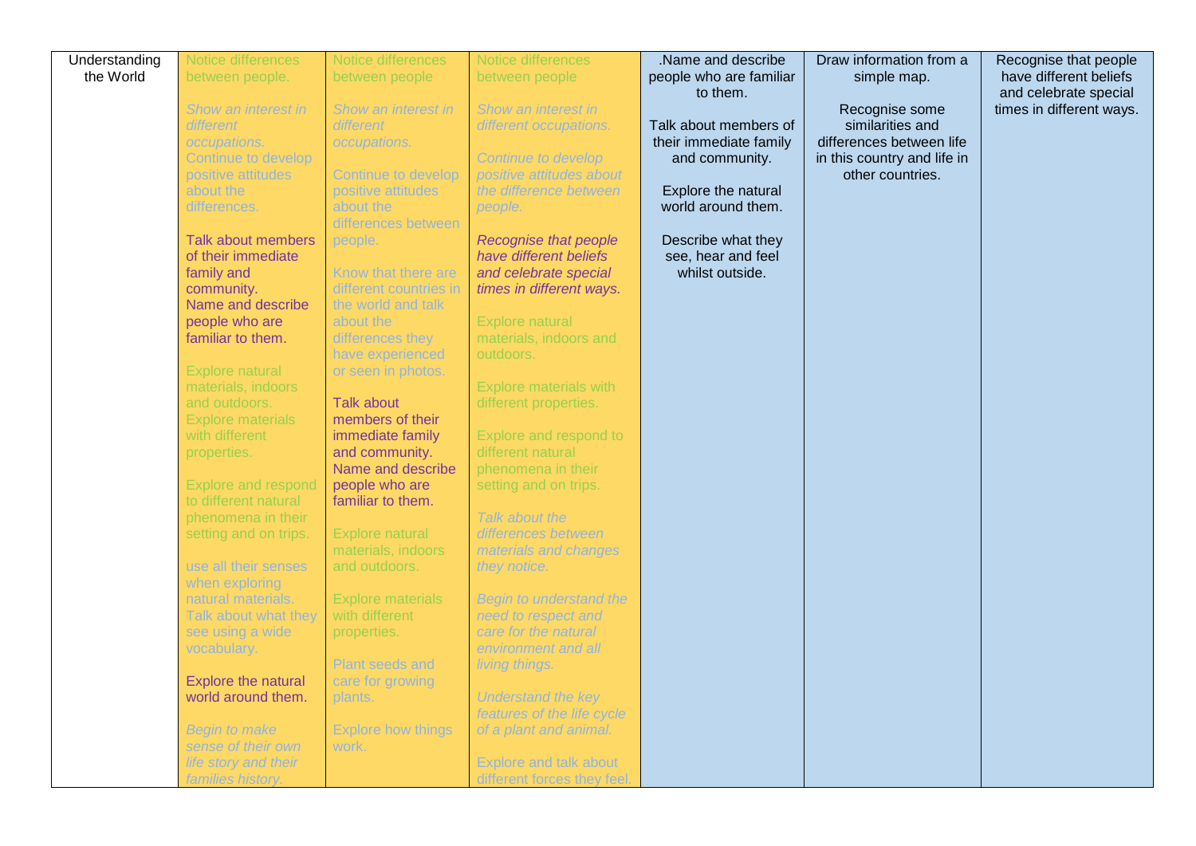| Understanding the World | Notice differences between people.<br><br>*Show an interest in different occupations.*<br>Continue to develop positive attitudes about the differences.<br><br>Talk about members of their immediate family and community.<br>Name and describe people who are familiar to them.<br><br>Explore natural materials, indoors and outdoors.<br>Explore materials with different properties.<br><br>Explore and respond to different natural phenomena in their setting and on trips.<br><br>use all their senses when exploring natural materials.<br>Talk about what they see using a wide vocabulary.<br><br>Explore the natural world around them.<br><br>*Begin to make sense of their own life story and their families history.* | Notice differences between people<br><br>*Show an interest in different occupations.*<br><br>Continue to develop positive attitudes about the differences between people.<br><br>Know that there are different countries in the world and talk about the differences they have experienced or seen in photos.<br><br>Talk about members of their immediate family and community.<br>Name and describe people who are familiar to them.<br><br>Explore natural materials, indoors and outdoors.<br><br>Explore materials with different properties.<br><br>Plant seeds and care for growing plants.<br><br>Explore how things work. | Notice differences between people<br><br>*Show an interest in different occupations.*<br><br>*Continue to develop positive attitudes about the difference between people.*<br><br>*Recognise that people have different beliefs and celebrate special times in different ways.*<br><br>Explore natural materials, indoors and outdoors.<br><br>Explore materials with different properties.<br><br>Explore and respond to different natural phenomena in their setting and on trips.<br><br>*Talk about the differences between materials and changes they notice.*<br><br>*Begin to understand the need to respect and care for the natural environment and all living things.*<br><br>*Understand the key features of the life cycle of a plant and animal.*<br><br>Explore and talk about different forces they feel. | .Name and describe people who are familiar to them.<br><br>Talk about members of their immediate family and community.<br><br>Explore the natural world around them.<br><br>Describe what they see, hear and feel whilst outside. | Draw information from a simple map.<br><br>Recognise some similarities and differences between life in this country and life in other countries. | Recognise that people have different beliefs and celebrate special times in different ways. |
|---|---|---|---|---|---|---|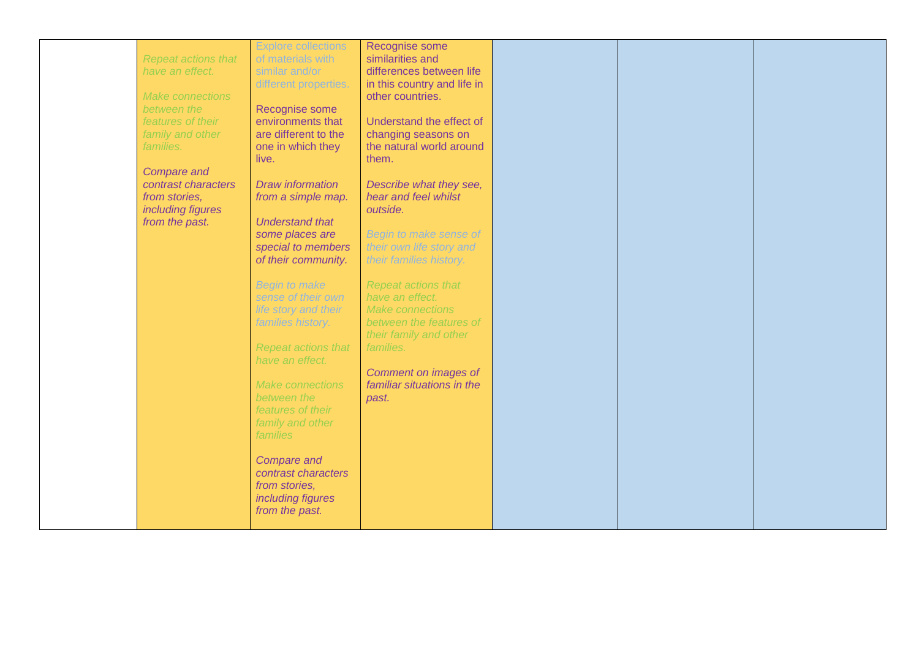|  |  |  |  |  |  |  |
|---|---|---|---|---|---|---|
|  | *Repeat actions that have an effect.*<br><br>*Make connections between the features of their family and other families.*<br><br>*Compare and contrast characters from stories, including figures from the past.* | Explore collections of materials with similar and/or different properties.<br><br>Recognise some environments that are different to the one in which they live.<br><br>*Draw information from a simple map.*<br><br>*Understand that some places are special to members of their community.*<br><br>*Begin to make sense of their own life story and their families history.*<br><br>*Repeat actions that have an effect.*<br><br>*Make connections between the features of their family and other families*<br><br>*Compare and contrast characters from stories, including figures from the past.* | Recognise some similarities and differences between life in this country and life in other countries.<br><br>Understand the effect of changing seasons on the natural world around them.<br><br>*Describe what they see, hear and feel whilst outside.*<br><br>*Begin to make sense of their own life story and their families history.*<br><br>*Repeat actions that have an effect.*<br>*Make connections between the features of their family and other families.*<br><br>*Comment on images of familiar situations in the past.* |  |  |  |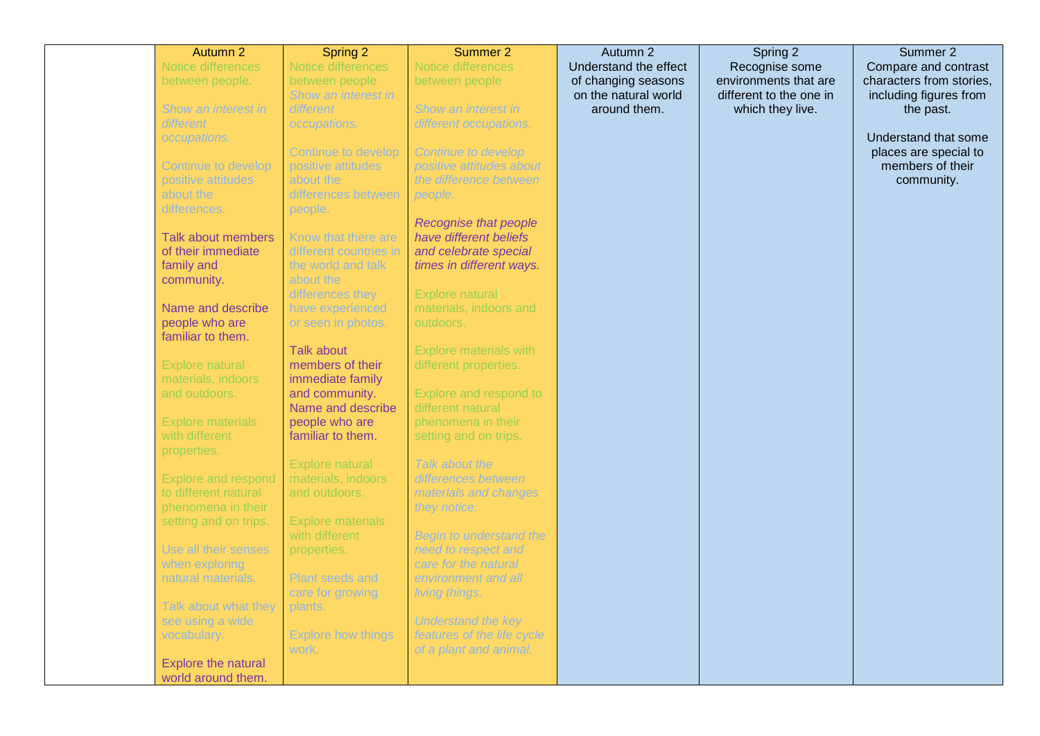| | Autumn 2 | Spring 2 | Summer 2 | Autumn 2 | Spring 2 | Summer 2 |
|---|---|---|---|---|---|---|
| | Notice differences between people.<br><br>*Show an interest in different occupations.*<br><br>Continue to develop positive attitudes about the differences.<br><br>Talk about members of their immediate family and community.<br><br>Name and describe people who are familiar to them.<br><br>Explore natural materials, indoors and outdoors.<br><br>Explore materials with different properties.<br><br>Explore and respond to different natural phenomena in their setting and on trips.<br><br>Use all their senses when exploring natural materials.<br><br>Talk about what they see using a wide vocabulary.<br><br>Explore the natural world around them. | Notice differences between people<br>*Show an interest in different occupations.*<br><br>Continue to develop positive attitudes about the differences between people.<br><br>Know that there are different countries in the world and talk about the differences they have experienced or seen in photos.<br><br>Talk about members of their immediate family and community.<br>Name and describe people who are familiar to them.<br><br>Explore natural materials, indoors and outdoors.<br><br>Explore materials with different properties.<br><br>Plant seeds and care for growing plants.<br><br>Explore how things work. | Notice differences between people<br><br>*Show an interest in different occupations.*<br><br>*Continue to develop positive attitudes about the difference between people.*<br><br>*Recognise that people have different beliefs and celebrate special times in different ways.*<br><br>Explore natural materials, indoors and outdoors.<br><br>Explore materials with different properties.<br><br>Explore and respond to different natural phenomena in their setting and on trips.<br><br>*Talk about the differences between materials and changes they notice.*<br><br>*Begin to understand the need to respect and care for the natural environment and all living things.*<br><br>*Understand the key features of the life cycle of a plant and animal.* | Understand the effect of changing seasons on the natural world around them. | Recognise some environments that are different to the one in which they live. | Compare and contrast characters from stories, including figures from the past.<br><br>Understand that some places are special to members of their community. |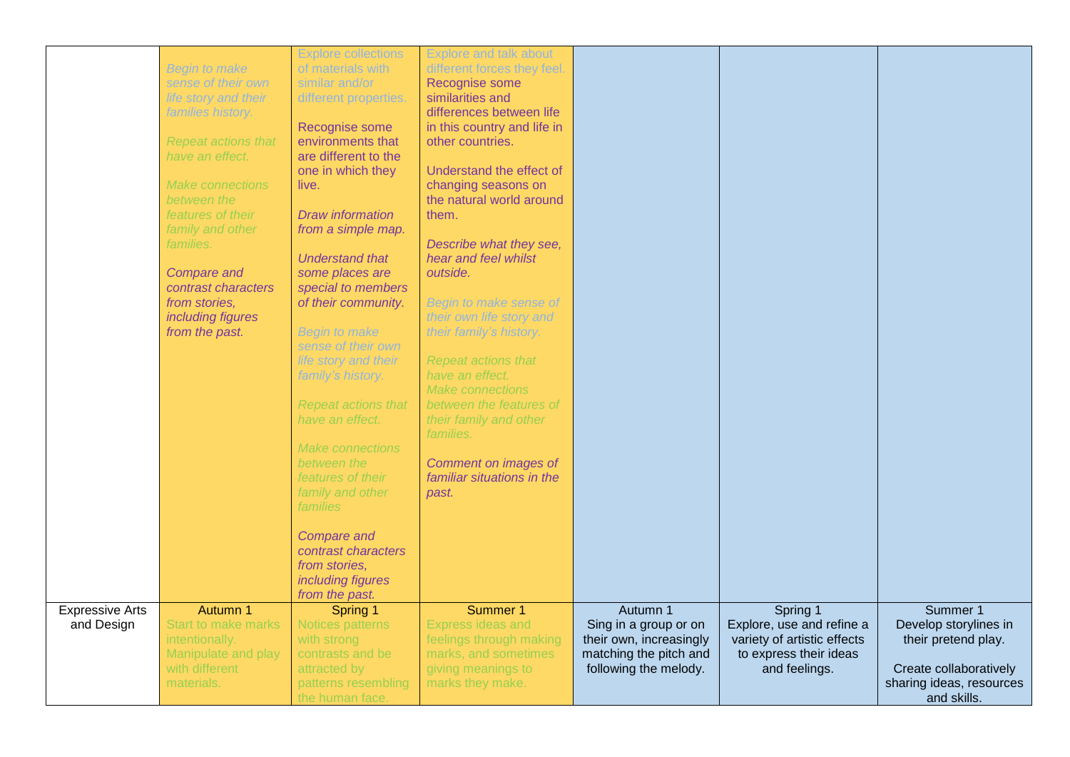| | | | | | | |
|---|---|---|---|---|---|---|
| | *Begin to make sense of their own life story and their families history.*<br><br>*Repeat actions that have an effect.*<br><br>*Make connections between the features of their family and other families.*<br><br>*Compare and contrast characters from stories, including figures from the past.* | Explore collections of materials with similar and/or different properties.<br><br>Recognise some environments that are different to the one in which they live.<br><br>*Draw information from a simple map.*<br><br>*Understand that some places are special to members of their community.*<br><br>*Begin to make sense of their own life story and their family's history.*<br><br>*Repeat actions that have an effect.*<br><br>*Make connections between the features of their family and other families*<br><br>*Compare and contrast characters from stories, including figures from the past.* | Explore and talk about different forces they feel.<br>Recognise some similarities and differences between life in this country and life in other countries.<br><br>Understand the effect of changing seasons on the natural world around them.<br><br>*Describe what they see, hear and feel whilst outside.*<br><br>*Begin to make sense of their own life story and their family's history.*<br><br>*Repeat actions that have an effect.*<br>*Make connections between the features of their family and other families.*<br><br>*Comment on images of familiar situations in the past.* | | | |
| Expressive Arts and Design | Autumn 1<br>Start to make marks intentionally.<br>Manipulate and play with different materials. | Spring 1<br>Notices patterns with strong contrasts and be attracted by patterns resembling the human face. | Summer 1<br>Express ideas and feelings through making marks, and sometimes giving meanings to marks they make. | Autumn 1<br>Sing in a group or on their own, increasingly matching the pitch and following the melody. | Spring 1<br>Explore, use and refine a variety of artistic effects to express their ideas and feelings. | Summer 1<br>Develop storylines in their pretend play.<br><br>Create collaboratively sharing ideas, resources and skills. |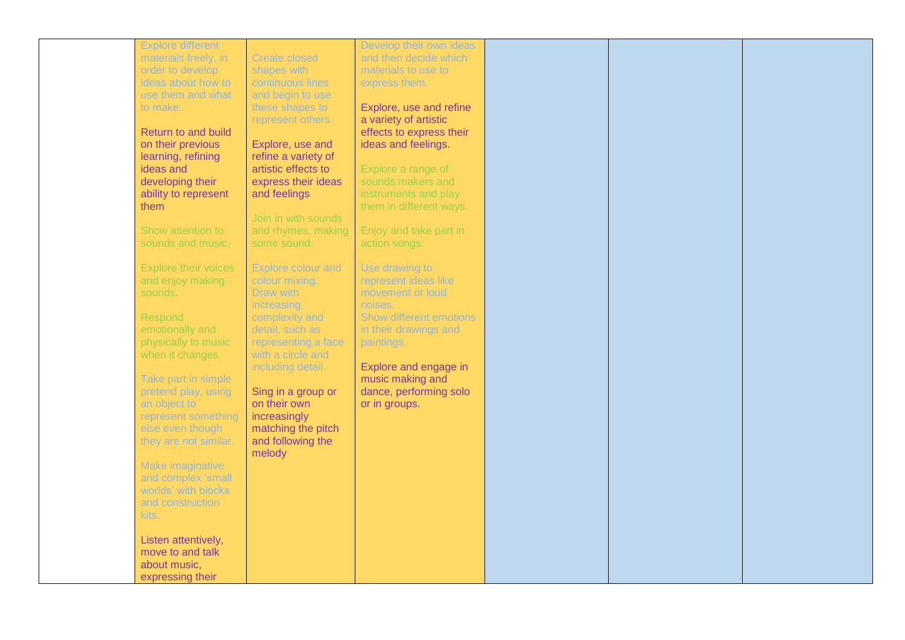|  |  |  |  |  |  |  |
|---|---|---|---|---|---|---|
|  | Explore different materials freely, in order to develop ideas about how to use them and what to make.<br><br>Return to and build on their previous learning, refining ideas and developing their ability to represent them<br><br>Show attention to sounds and music.<br><br>Explore their voices and enjoy making sounds.<br><br>Respond emotionally and physically to music when it changes.<br><br>Take part in simple pretend play, using an object to represent something else even though they are not similar.<br><br>Make imaginative and complex 'small worlds' with blocks and construction kits.<br><br>Listen attentively, move to and talk about music, expressing their | Create closed shapes with continuous lines and begin to use these shapes to represent others.<br><br>Explore, use and refine a variety of artistic effects to express their ideas and feelings<br><br>Join in with sounds and rhymes, making some sound.<br><br>Explore colour and colour mixing. Draw with increasing complexity and detail, such as representing a face with a circle and including detail.<br><br>Sing in a group or on their own increasingly matching the pitch and following the melody | Develop their own ideas and then decide which materials to use to express them.<br><br>Explore, use and refine a variety of artistic effects to express their ideas and feelings.<br><br>Explore a range of sounds makers and instruments and play them in different ways.<br><br>Enjoy and take part in action songs.<br><br>Use drawing to represent ideas like movement or loud noises.<br>Show different emotions in their drawings and paintings.<br><br>Explore and engage in music making and dance, performing solo or in groups. |  |  |  |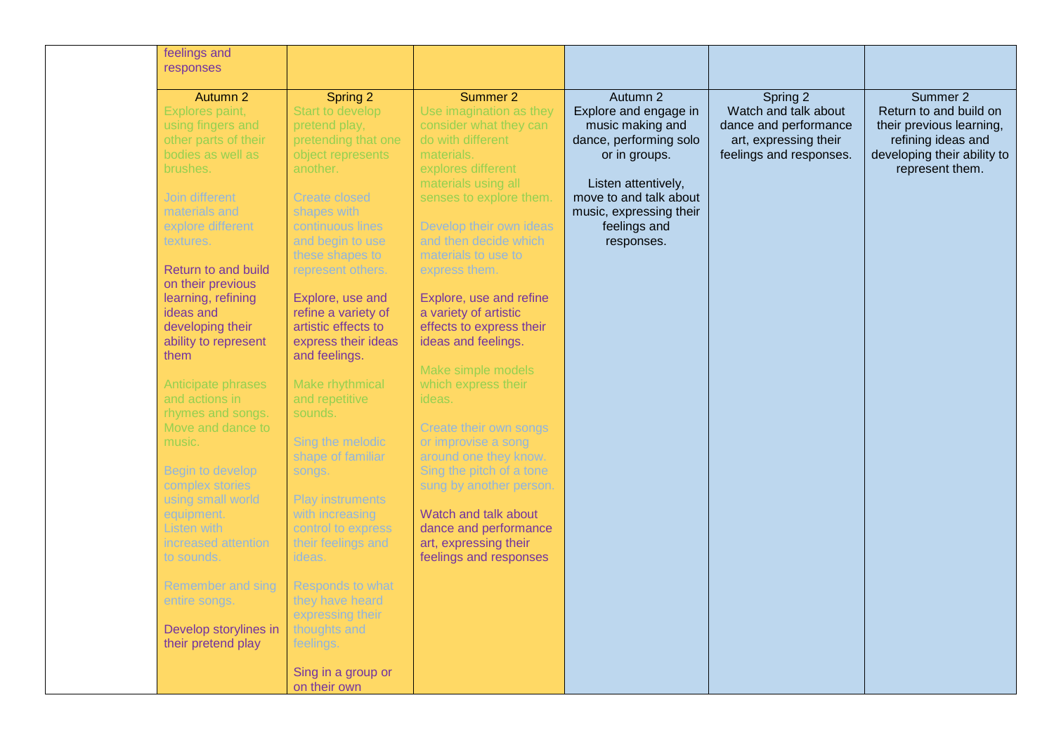| | | | | | | |
|---|---|---|---|---|---|---|
| | feelings and responses | | | | | |
| | Autumn 2<br>Explores paint, using fingers and other parts of their bodies as well as brushes.<br><br>Join different materials and explore different textures.<br><br>Return to and build on their previous learning, refining ideas and developing their ability to represent them<br><br>Anticipate phrases and actions in rhymes and songs.<br>Move and dance to music.<br><br>Begin to develop complex stories using small world equipment.<br>Listen with increased attention to sounds.<br><br>Remember and sing entire songs.<br><br>Develop storylines in their pretend play | Spring 2<br>Start to develop pretend play, pretending that one object represents another.<br><br>Create closed shapes with continuous lines and begin to use these shapes to represent others.<br><br>Explore, use and refine a variety of artistic effects to express their ideas and feelings.<br><br>Make rhythmical and repetitive sounds.<br><br>Sing the melodic shape of familiar songs.<br><br>Play instruments with increasing control to express their feelings and ideas.<br><br>Responds to what they have heard expressing their thoughts and feelings.<br><br>Sing in a group or on their own | Summer 2<br>Use imagination as they consider what they can do with different materials.<br>explores different materials using all senses to explore them.<br><br>Develop their own ideas and then decide which materials to use to express them.<br><br>Explore, use and refine a variety of artistic effects to express their ideas and feelings.<br><br>Make simple models which express their ideas.<br><br>Create their own songs or improvise a song around one they know.<br>Sing the pitch of a tone sung by another person.<br><br>Watch and talk about dance and performance art, expressing their feelings and responses | Autumn 2<br>Explore and engage in music making and dance, performing solo or in groups.<br><br>Listen attentively, move to and talk about music, expressing their feelings and responses. | Spring 2<br>Watch and talk about dance and performance art, expressing their feelings and responses. | Summer 2<br>Return to and build on their previous learning, refining ideas and developing their ability to represent them. |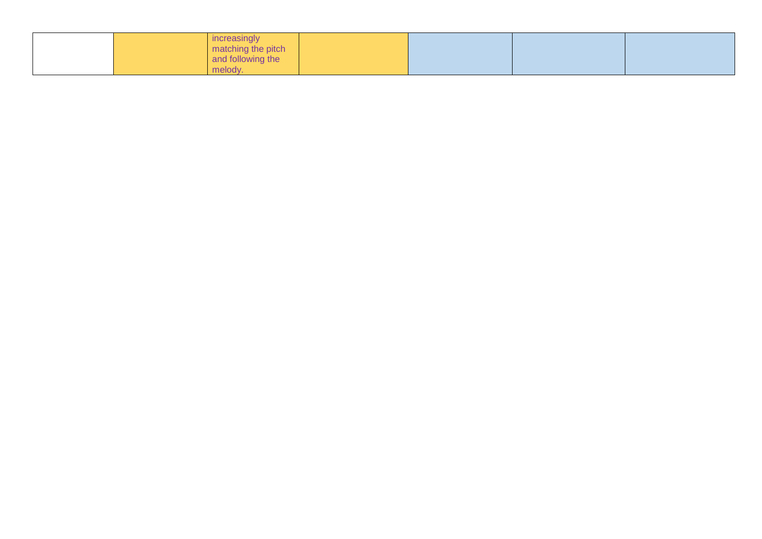| | | | | | | |
|---|---|---|---|---|---|---|
| | | increasingly matching the pitch and following the melody. | | | | |